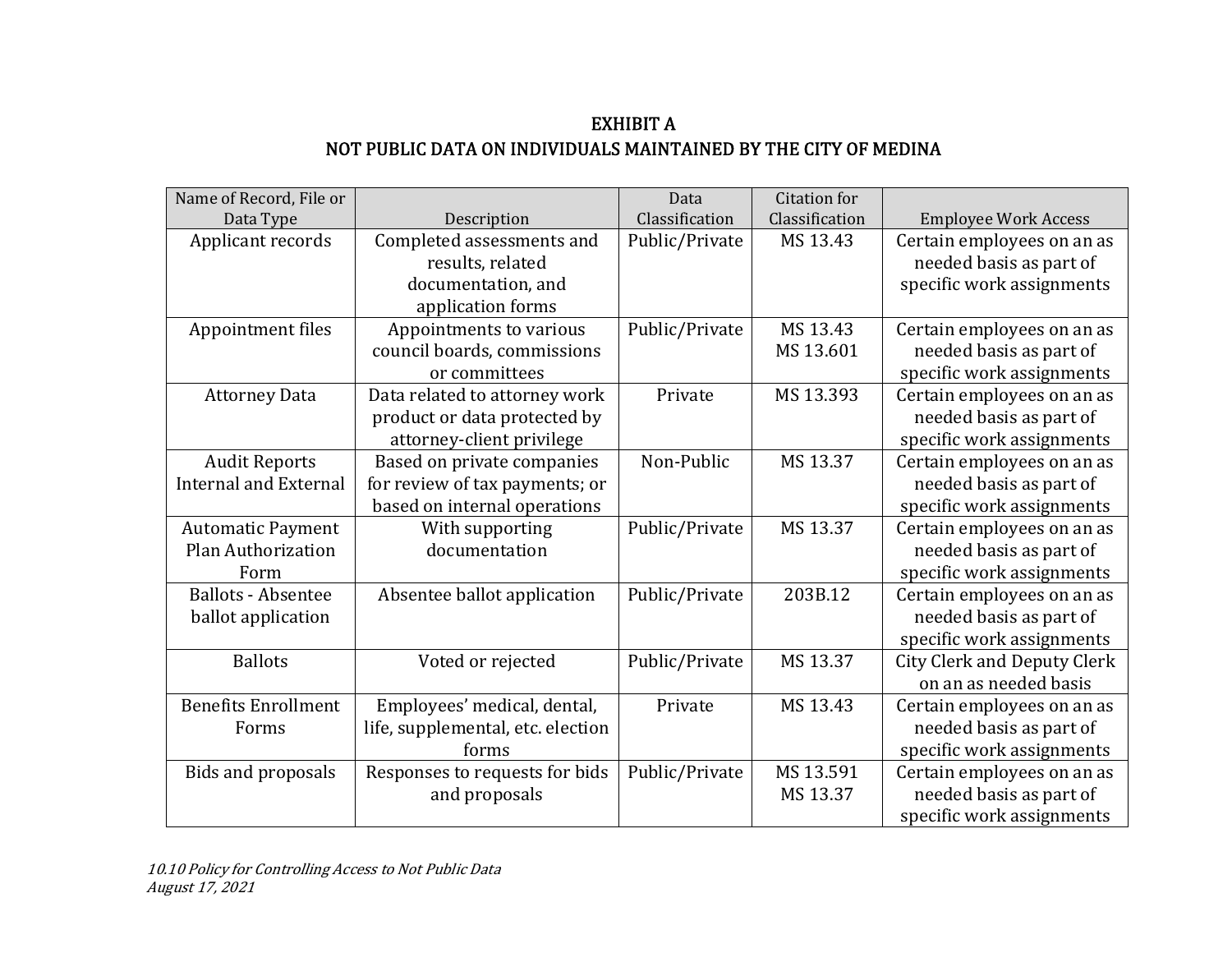# EXHIBIT A

## NOT PUBLIC DATA ON INDIVIDUALS MAINTAINED BY THE CITY OF MEDINA

| Name of Record, File or Data Type | Description | Data Classification | Citation for Classification | Employee Work Access |
|---|---|---|---|---|
| Applicant records | Completed assessments and results, related documentation, and application forms | Public/Private | MS 13.43 | Certain employees on an as needed basis as part of specific work assignments |
| Appointment files | Appointments to various council boards, commissions or committees | Public/Private | MS 13.43<br>MS 13.601 | Certain employees on an as needed basis as part of specific work assignments |
| Attorney Data | Data related to attorney work product or data protected by attorney-client privilege | Private | MS 13.393 | Certain employees on an as needed basis as part of specific work assignments |
| Audit Reports Internal and External | Based on private companies for review of tax payments; or based on internal operations | Non-Public | MS 13.37 | Certain employees on an as needed basis as part of specific work assignments |
| Automatic Payment Plan Authorization Form | With supporting documentation | Public/Private | MS 13.37 | Certain employees on an as needed basis as part of specific work assignments |
| Ballots - Absentee ballot application | Absentee ballot application | Public/Private | 203B.12 | Certain employees on an as needed basis as part of specific work assignments |
| Ballots | Voted or rejected | Public/Private | MS 13.37 | City Clerk and Deputy Clerk on an as needed basis |
| Benefits Enrollment Forms | Employees' medical, dental, life, supplemental, etc. election forms | Private | MS 13.43 | Certain employees on an as needed basis as part of specific work assignments |
| Bids and proposals | Responses to requests for bids and proposals | Public/Private | MS 13.591<br>MS 13.37 | Certain employees on an as needed basis as part of specific work assignments |

*10.10 Policy for Controlling Access to Not Public Data*
*August 17, 2021*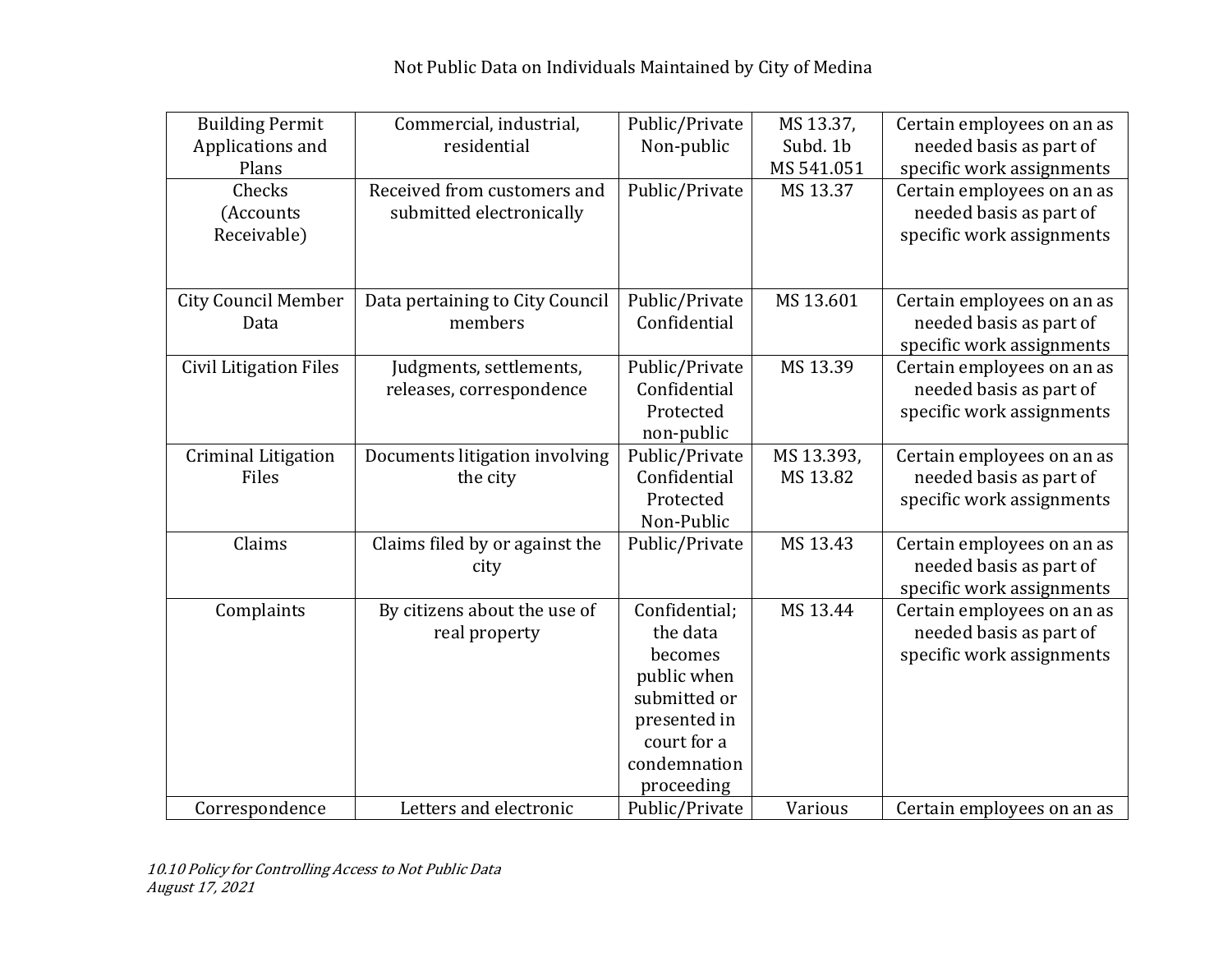Not Public Data on Individuals Maintained by City of Medina

| | | | | |
|---|---|---|---|---|
| Building Permit Applications and Plans | Commercial, industrial, residential | Public/Private Non-public | MS 13.37, Subd. 1b MS 541.051 | Certain employees on an as needed basis as part of specific work assignments |
| Checks (Accounts Receivable) | Received from customers and submitted electronically | Public/Private | MS 13.37 | Certain employees on an as needed basis as part of specific work assignments |
| City Council Member Data | Data pertaining to City Council members | Public/Private Confidential | MS 13.601 | Certain employees on an as needed basis as part of specific work assignments |
| Civil Litigation Files | Judgments, settlements, releases, correspondence | Public/Private Confidential Protected non-public | MS 13.39 | Certain employees on an as needed basis as part of specific work assignments |
| Criminal Litigation Files | Documents litigation involving the city | Public/Private Confidential Protected Non-Public | MS 13.393, MS 13.82 | Certain employees on an as needed basis as part of specific work assignments |
| Claims | Claims filed by or against the city | Public/Private | MS 13.43 | Certain employees on an as needed basis as part of specific work assignments |
| Complaints | By citizens about the use of real property | Confidential; the data becomes public when submitted or presented in court for a condemnation proceeding | MS 13.44 | Certain employees on an as needed basis as part of specific work assignments |
| Correspondence | Letters and electronic | Public/Private | Various | Certain employees on an as |

*10.10 Policy for Controlling Access to Not Public Data*
*August 17, 2021*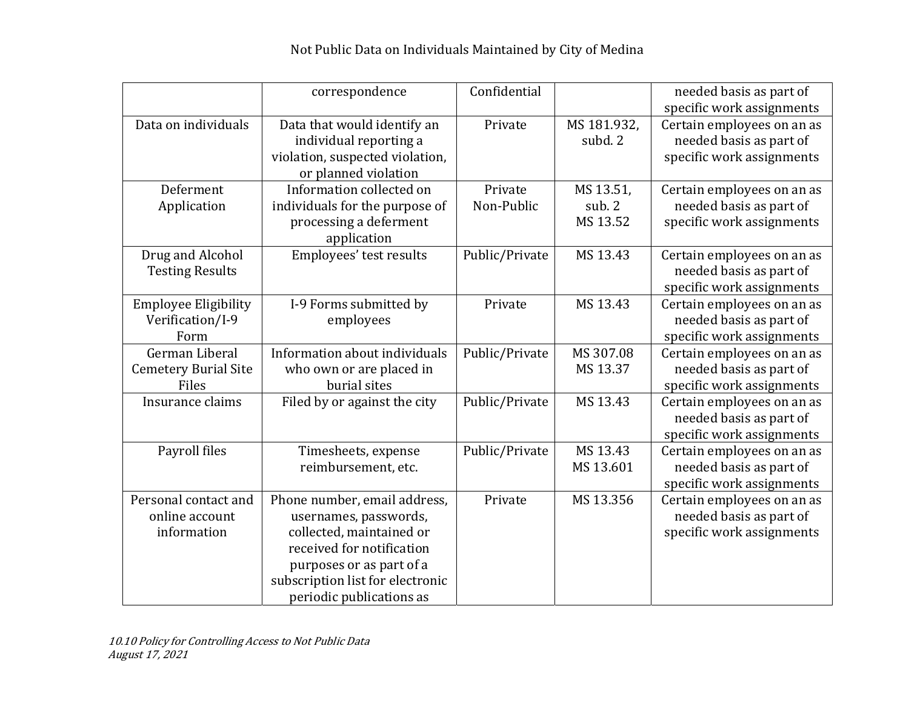Not Public Data on Individuals Maintained by City of Medina

| | | | | |
|---|---|---|---|---|
| | correspondence | Confidential | | needed basis as part of specific work assignments |
| Data on individuals | Data that would identify an individual reporting a violation, suspected violation, or planned violation | Private | MS 181.932, subd. 2 | Certain employees on an as needed basis as part of specific work assignments |
| Deferment Application | Information collected on individuals for the purpose of processing a deferment application | Private Non-Public | MS 13.51, sub. 2 MS 13.52 | Certain employees on an as needed basis as part of specific work assignments |
| Drug and Alcohol Testing Results | Employees' test results | Public/Private | MS 13.43 | Certain employees on an as needed basis as part of specific work assignments |
| Employee Eligibility Verification/I-9 Form | I-9 Forms submitted by employees | Private | MS 13.43 | Certain employees on an as needed basis as part of specific work assignments |
| German Liberal Cemetery Burial Site Files | Information about individuals who own or are placed in burial sites | Public/Private | MS 307.08 MS 13.37 | Certain employees on an as needed basis as part of specific work assignments |
| Insurance claims | Filed by or against the city | Public/Private | MS 13.43 | Certain employees on an as needed basis as part of specific work assignments |
| Payroll files | Timesheets, expense reimbursement, etc. | Public/Private | MS 13.43 MS 13.601 | Certain employees on an as needed basis as part of specific work assignments |
| Personal contact and online account information | Phone number, email address, usernames, passwords, collected, maintained or received for notification purposes or as part of a subscription list for electronic periodic publications as | Private | MS 13.356 | Certain employees on an as needed basis as part of specific work assignments |

*10.10 Policy for Controlling Access to Not Public Data*
*August 17, 2021*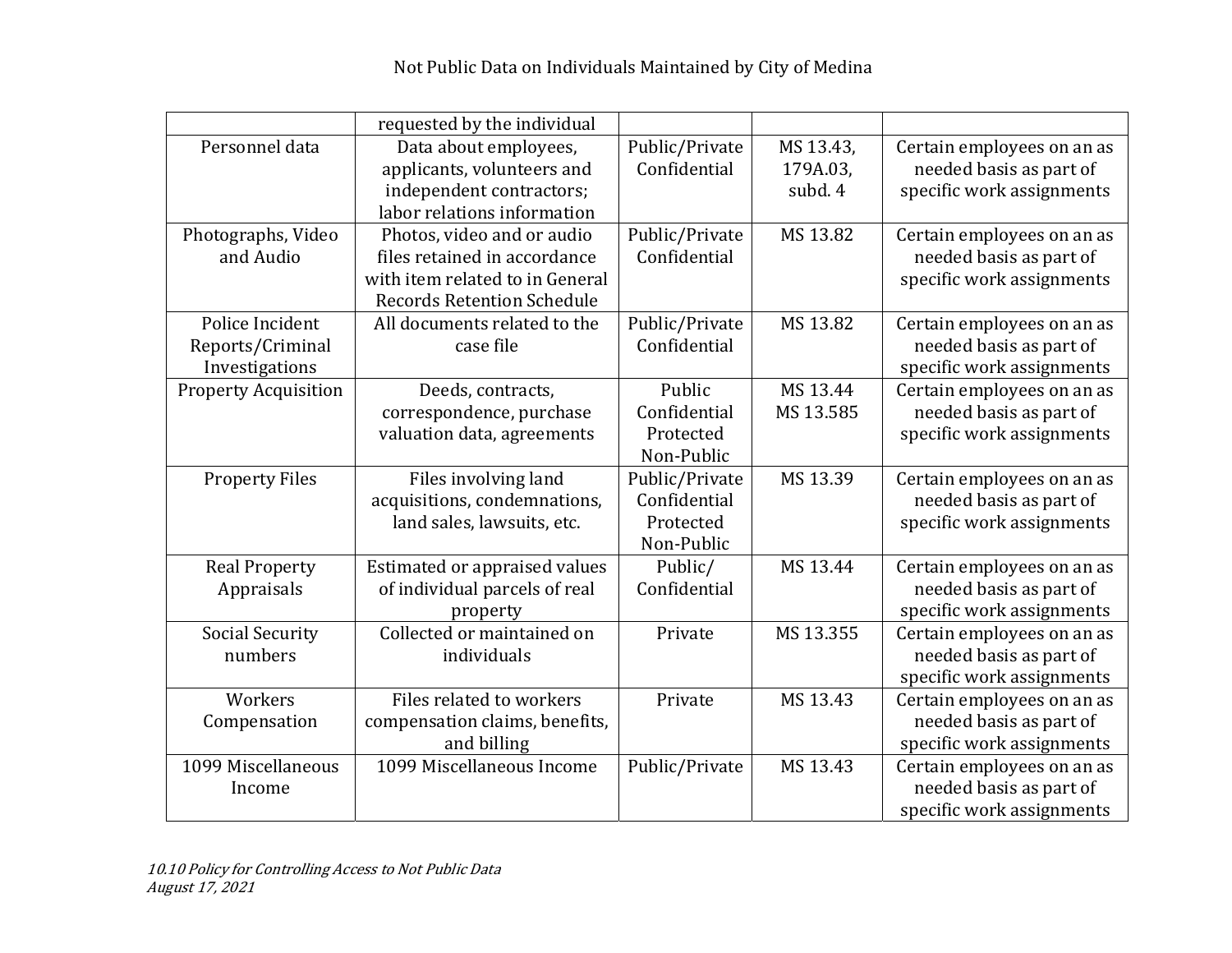| | requested by the individual | | | |
|---|---|---|---|---|
| Personnel data | Data about employees, applicants, volunteers and independent contractors; labor relations information | Public/Private Confidential | MS 13.43, 179A.03, subd. 4 | Certain employees on an as needed basis as part of specific work assignments |
| Photographs, Video and Audio | Photos, video and or audio files retained in accordance with item related to in General Records Retention Schedule | Public/Private Confidential | MS 13.82 | Certain employees on an as needed basis as part of specific work assignments |
| Police Incident Reports/Criminal Investigations | All documents related to the case file | Public/Private Confidential | MS 13.82 | Certain employees on an as needed basis as part of specific work assignments |
| Property Acquisition | Deeds, contracts, correspondence, purchase valuation data, agreements | Public Confidential Protected Non-Public | MS 13.44 MS 13.585 | Certain employees on an as needed basis as part of specific work assignments |
| Property Files | Files involving land acquisitions, condemnations, land sales, lawsuits, etc. | Public/Private Confidential Protected Non-Public | MS 13.39 | Certain employees on an as needed basis as part of specific work assignments |
| Real Property Appraisals | Estimated or appraised values of individual parcels of real property | Public/ Confidential | MS 13.44 | Certain employees on an as needed basis as part of specific work assignments |
| Social Security numbers | Collected or maintained on individuals | Private | MS 13.355 | Certain employees on an as needed basis as part of specific work assignments |
| Workers Compensation | Files related to workers compensation claims, benefits, and billing | Private | MS 13.43 | Certain employees on an as needed basis as part of specific work assignments |
| 1099 Miscellaneous Income | 1099 Miscellaneous Income | Public/Private | MS 13.43 | Certain employees on an as needed basis as part of specific work assignments |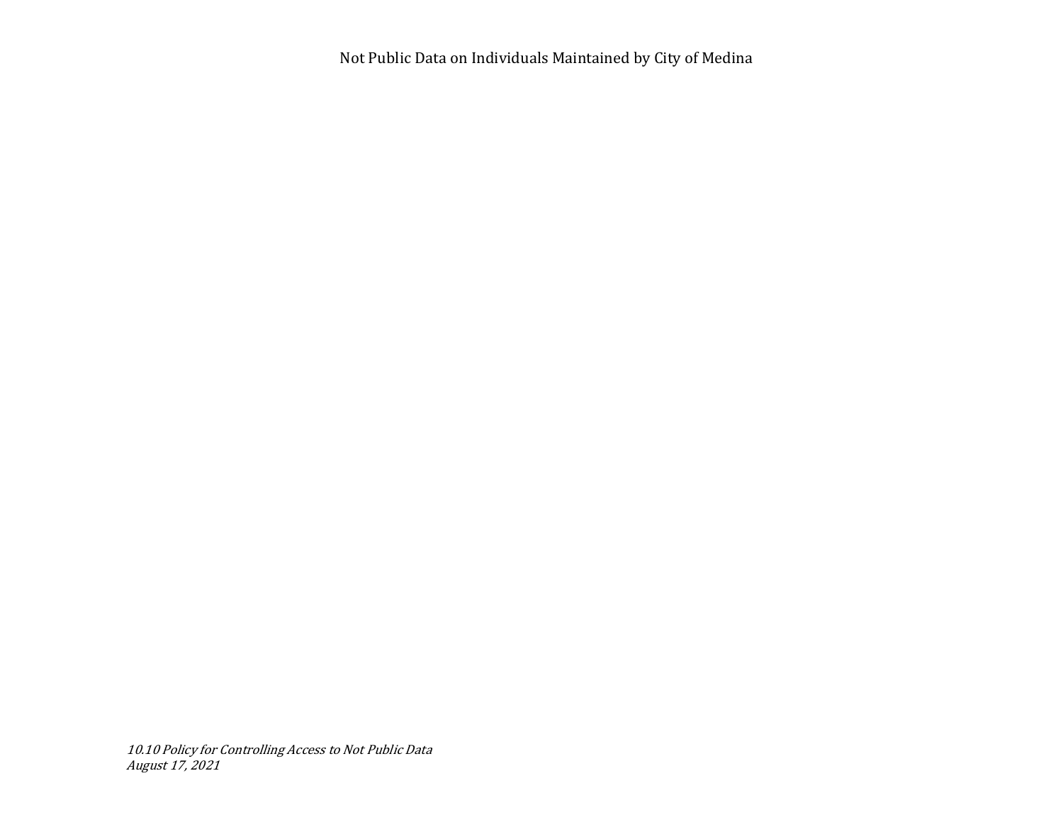Not Public Data on Individuals Maintained by City of Medina